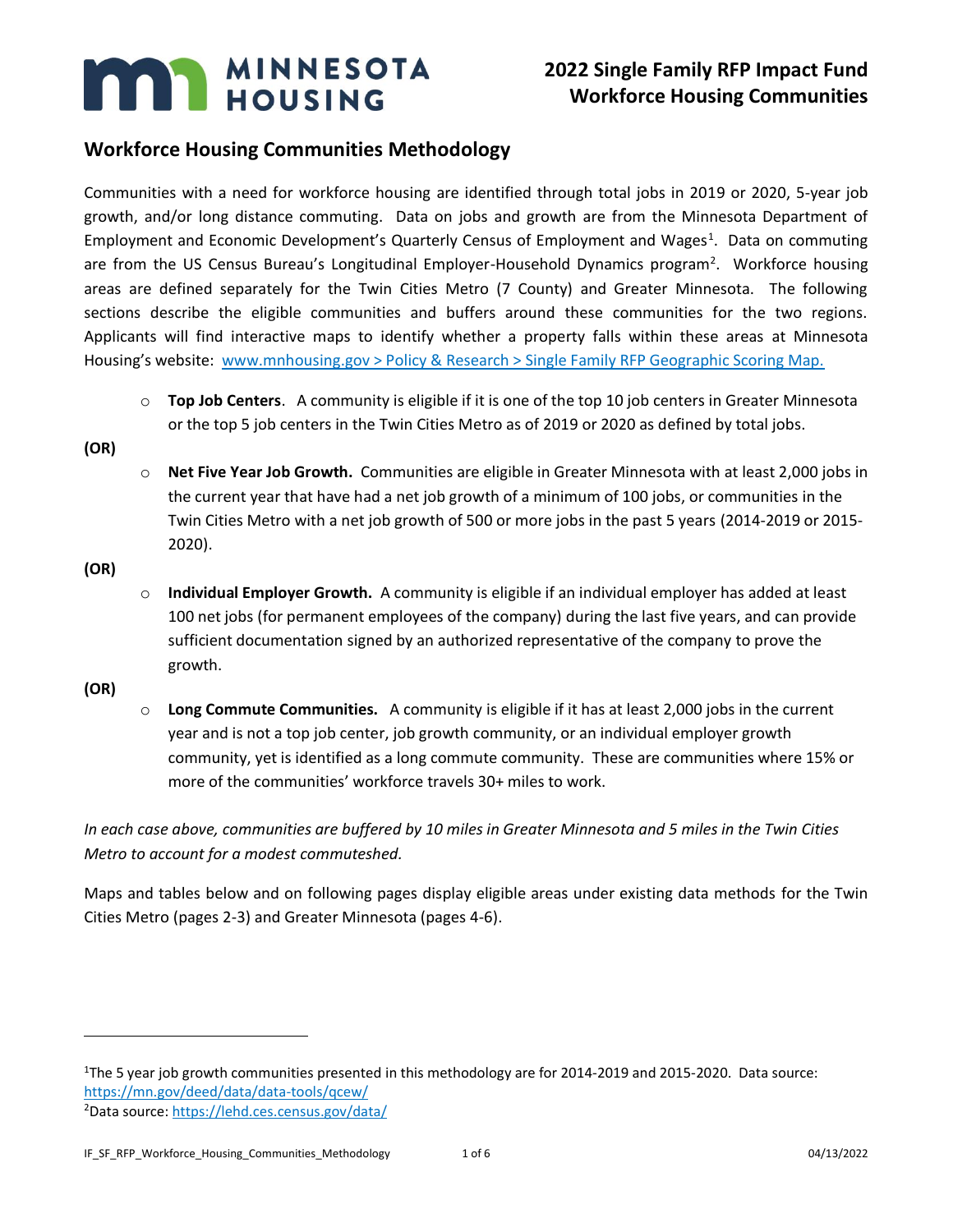# MINNESOTA HOUSING

**2022 Single Family RFP Impact Fund**
**Workforce Housing Communities**

## Workforce Housing Communities Methodology

Communities with a need for workforce housing are identified through total jobs in 2019 or 2020, 5-year job growth, and/or long distance commuting. Data on jobs and growth are from the Minnesota Department of Employment and Economic Development's Quarterly Census of Employment and Wages[1]. Data on commuting are from the US Census Bureau's Longitudinal Employer-Household Dynamics program[2]. Workforce housing areas are defined separately for the Twin Cities Metro (7 County) and Greater Minnesota. The following sections describe the eligible communities and buffers around these communities for the two regions. Applicants will find interactive maps to identify whether a property falls within these areas at Minnesota Housing's website: [www.mnhousing.gov > Policy & Research > Single Family RFP Geographic Scoring Map.](www.mnhousing.gov)

- **Top Job Centers**. A community is eligible if it is one of the top 10 job centers in Greater Minnesota or the top 5 job centers in the Twin Cities Metro as of 2019 or 2020 as defined by total jobs.

**(OR)**

- **Net Five Year Job Growth.** Communities are eligible in Greater Minnesota with at least 2,000 jobs in the current year that have had a net job growth of a minimum of 100 jobs, or communities in the Twin Cities Metro with a net job growth of 500 or more jobs in the past 5 years (2014-2019 or 2015-2020).

**(OR)**

- **Individual Employer Growth.** A community is eligible if an individual employer has added at least 100 net jobs (for permanent employees of the company) during the last five years, and can provide sufficient documentation signed by an authorized representative of the company to prove the growth.

**(OR)**

- **Long Commute Communities.** A community is eligible if it has at least 2,000 jobs in the current year and is not a top job center, job growth community, or an individual employer growth community, yet is identified as a long commute community. These are communities where 15% or more of the communities' workforce travels 30+ miles to work.

*In each case above, communities are buffered by 10 miles in Greater Minnesota and 5 miles in the Twin Cities Metro to account for a modest commuteshed.*

Maps and tables below and on following pages display eligible areas under existing data methods for the Twin Cities Metro (pages 2-3) and Greater Minnesota (pages 4-6).

---

[1] The 5 year job growth communities presented in this methodology are for 2014-2019 and 2015-2020. Data source: https://mn.gov/deed/data/data-tools/qcew/

[2] Data source: https://lehd.ces.census.gov/data/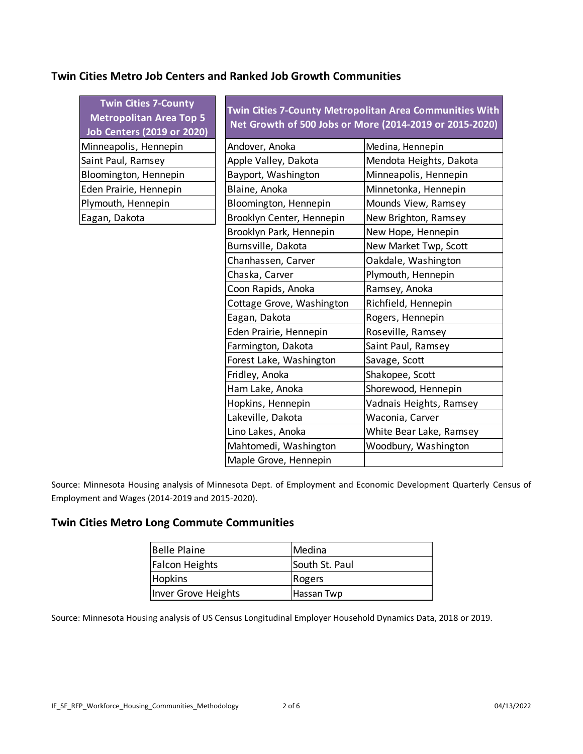## Twin Cities Metro Job Centers and Ranked Job Growth Communities

| Twin Cities 7-County Metropolitan Area Top 5 Job Centers (2019 or 2020) |
|---|
| Minneapolis, Hennepin |
| Saint Paul, Ramsey |
| Bloomington, Hennepin |
| Eden Prairie, Hennepin |
| Plymouth, Hennepin |
| Eagan, Dakota |

| Twin Cities 7-County Metropolitan Area Communities With Net Growth of 500 Jobs or More (2014-2019 or 2015-2020) | |
|---|---|
| Andover, Anoka | Medina, Hennepin |
| Apple Valley, Dakota | Mendota Heights, Dakota |
| Bayport, Washington | Minneapolis, Hennepin |
| Blaine, Anoka | Minnetonka, Hennepin |
| Bloomington, Hennepin | Mounds View, Ramsey |
| Brooklyn Center, Hennepin | New Brighton, Ramsey |
| Brooklyn Park, Hennepin | New Hope, Hennepin |
| Burnsville, Dakota | New Market Twp, Scott |
| Chanhassen, Carver | Oakdale, Washington |
| Chaska, Carver | Plymouth, Hennepin |
| Coon Rapids, Anoka | Ramsey, Anoka |
| Cottage Grove, Washington | Richfield, Hennepin |
| Eagan, Dakota | Rogers, Hennepin |
| Eden Prairie, Hennepin | Roseville, Ramsey |
| Farmington, Dakota | Saint Paul, Ramsey |
| Forest Lake, Washington | Savage, Scott |
| Fridley, Anoka | Shakopee, Scott |
| Ham Lake, Anoka | Shorewood, Hennepin |
| Hopkins, Hennepin | Vadnais Heights, Ramsey |
| Lakeville, Dakota | Waconia, Carver |
| Lino Lakes, Anoka | White Bear Lake, Ramsey |
| Mahtomedi, Washington | Woodbury, Washington |
| Maple Grove, Hennepin | |

Source: Minnesota Housing analysis of Minnesota Dept. of Employment and Economic Development Quarterly Census of Employment and Wages (2014-2019 and 2015-2020).

## Twin Cities Metro Long Commute Communities

| | |
|---|---|
| Belle Plaine | Medina |
| Falcon Heights | South St. Paul |
| Hopkins | Rogers |
| Inver Grove Heights | Hassan Twp |

Source: Minnesota Housing analysis of US Census Longitudinal Employer Household Dynamics Data, 2018 or 2019.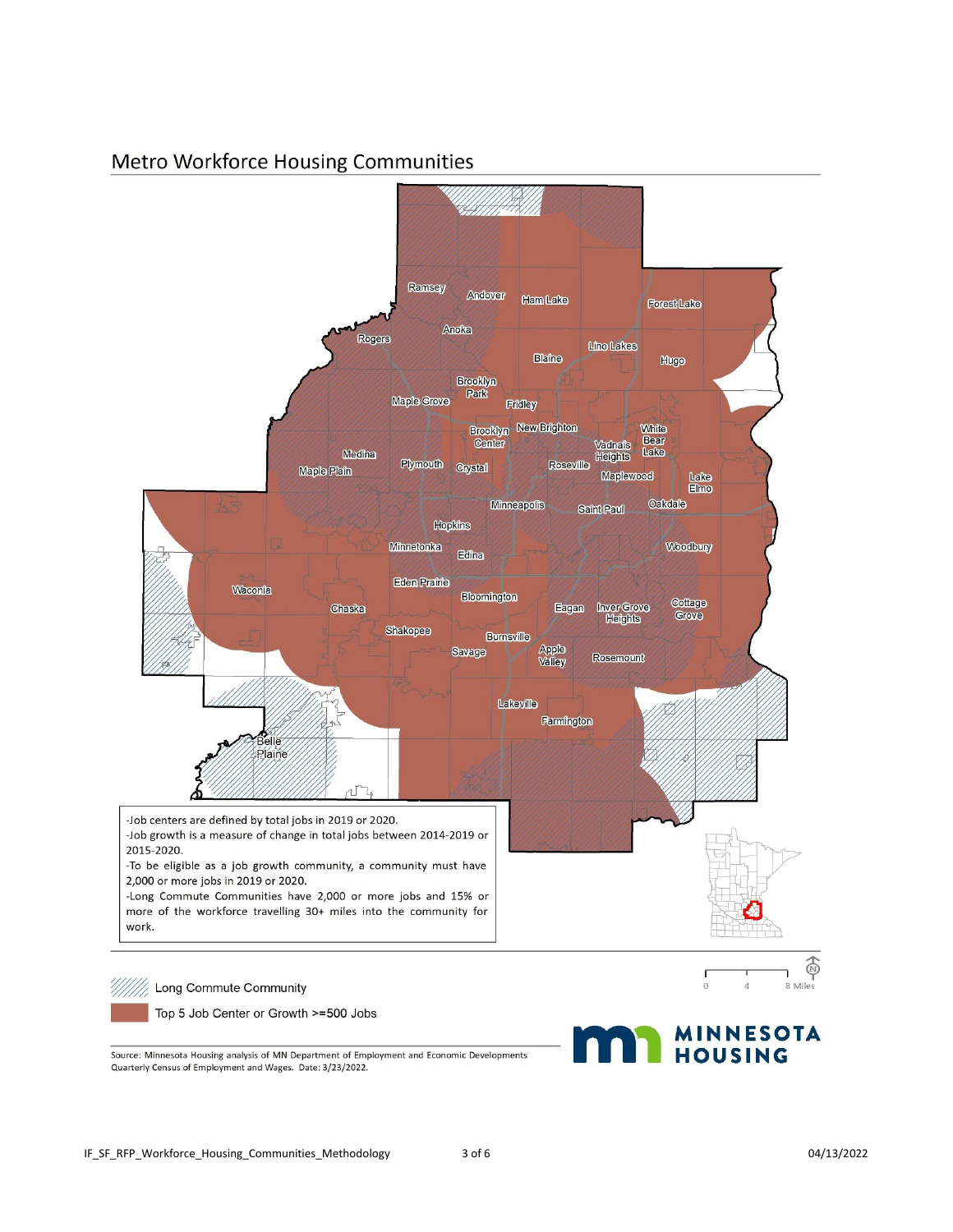## Metro Workforce Housing Communities

-Job centers are defined by total jobs in 2019 or 2020.
-Job growth is a measure of change in total jobs between 2014-2019 or 2015-2020.
-To be eligible as a job growth community, a community must have 2,000 or more jobs in 2019 or 2020.
-Long Commute Communities have 2,000 or more jobs and 15% or more of the workforce travelling 30+ miles into the community for work.

Long Commute Community

Top 5 Job Center or Growth >=500 Jobs

Source: Minnesota Housing analysis of MN Department of Employment and Economic Developments Quarterly Census of Employment and Wages. Date: 3/23/2022.

MINNESOTA HOUSING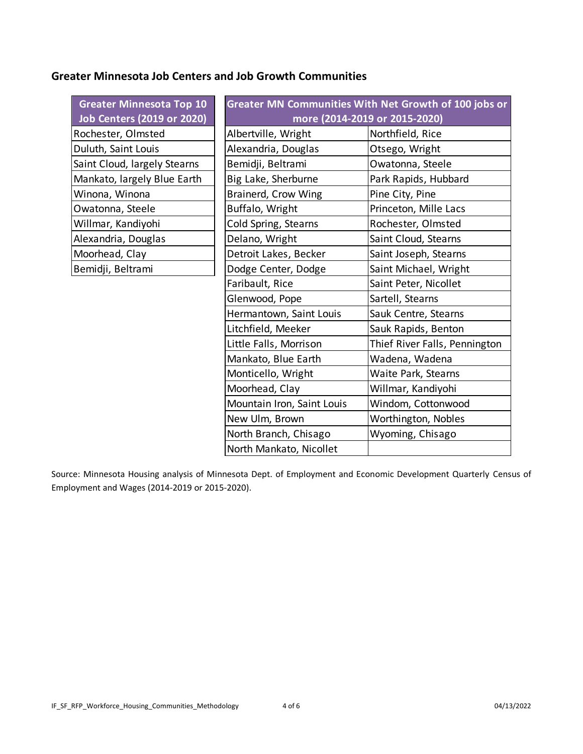## Greater Minnesota Job Centers and Job Growth Communities

| Greater Minnesota Top 10 Job Centers (2019 or 2020) |
|---|
| Rochester, Olmsted |
| Duluth, Saint Louis |
| Saint Cloud, largely Stearns |
| Mankato, largely Blue Earth |
| Winona, Winona |
| Owatonna, Steele |
| Willmar, Kandiyohi |
| Alexandria, Douglas |
| Moorhead, Clay |
| Bemidji, Beltrami |

| Greater MN Communities With Net Growth of 100 jobs or more (2014-2019 or 2015-2020) | |
|---|---|
| Albertville, Wright | Northfield, Rice |
| Alexandria, Douglas | Otsego, Wright |
| Bemidji, Beltrami | Owatonna, Steele |
| Big Lake, Sherburne | Park Rapids, Hubbard |
| Brainerd, Crow Wing | Pine City, Pine |
| Buffalo, Wright | Princeton, Mille Lacs |
| Cold Spring, Stearns | Rochester, Olmsted |
| Delano, Wright | Saint Cloud, Stearns |
| Detroit Lakes, Becker | Saint Joseph, Stearns |
| Dodge Center, Dodge | Saint Michael, Wright |
| Faribault, Rice | Saint Peter, Nicollet |
| Glenwood, Pope | Sartell, Stearns |
| Hermantown, Saint Louis | Sauk Centre, Stearns |
| Litchfield, Meeker | Sauk Rapids, Benton |
| Little Falls, Morrison | Thief River Falls, Pennington |
| Mankato, Blue Earth | Wadena, Wadena |
| Monticello, Wright | Waite Park, Stearns |
| Moorhead, Clay | Willmar, Kandiyohi |
| Mountain Iron, Saint Louis | Windom, Cottonwood |
| New Ulm, Brown | Worthington, Nobles |
| North Branch, Chisago | Wyoming, Chisago |
| North Mankato, Nicollet | |

Source: Minnesota Housing analysis of Minnesota Dept. of Employment and Economic Development Quarterly Census of Employment and Wages (2014-2019 or 2015-2020).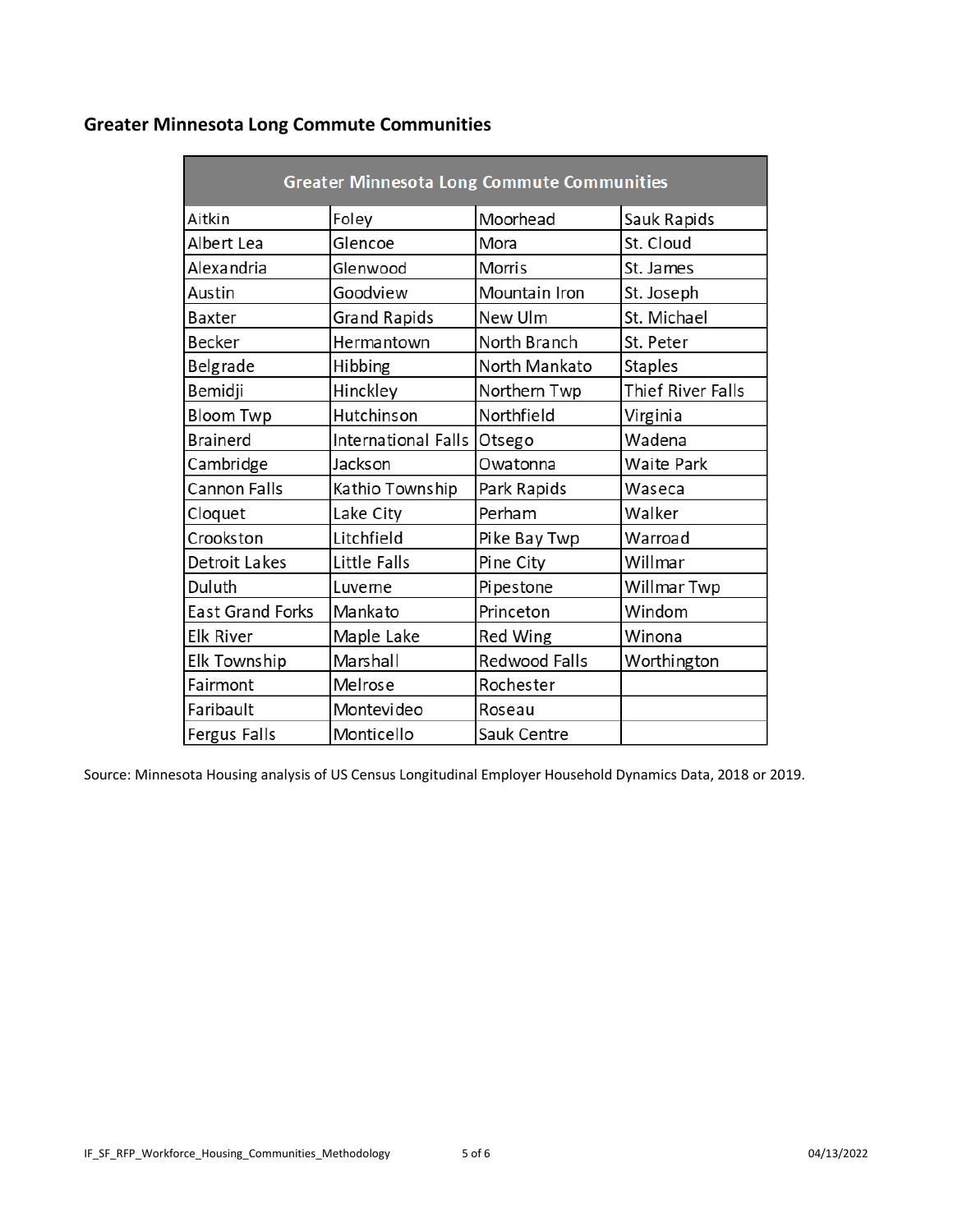## Greater Minnesota Long Commute Communities

| Greater Minnesota Long Commute Communities | | | |
|---|---|---|---|
| Aitkin | Foley | Moorhead | Sauk Rapids |
| Albert Lea | Glencoe | Mora | St. Cloud |
| Alexandria | Glenwood | Morris | St. James |
| Austin | Goodview | Mountain Iron | St. Joseph |
| Baxter | Grand Rapids | New Ulm | St. Michael |
| Becker | Hermantown | North Branch | St. Peter |
| Belgrade | Hibbing | North Mankato | Staples |
| Bemidji | Hinckley | Northern Twp | Thief River Falls |
| Bloom Twp | Hutchinson | Northfield | Virginia |
| Brainerd | International Falls | Otsego | Wadena |
| Cambridge | Jackson | Owatonna | Waite Park |
| Cannon Falls | Kathio Township | Park Rapids | Waseca |
| Cloquet | Lake City | Perham | Walker |
| Crookston | Litchfield | Pike Bay Twp | Warroad |
| Detroit Lakes | Little Falls | Pine City | Willmar |
| Duluth | Luverne | Pipestone | Willmar Twp |
| East Grand Forks | Mankato | Princeton | Windom |
| Elk River | Maple Lake | Red Wing | Winona |
| Elk Township | Marshall | Redwood Falls | Worthington |
| Fairmont | Melrose | Rochester | |
| Faribault | Montevideo | Roseau | |
| Fergus Falls | Monticello | Sauk Centre | |

Source: Minnesota Housing analysis of US Census Longitudinal Employer Household Dynamics Data, 2018 or 2019.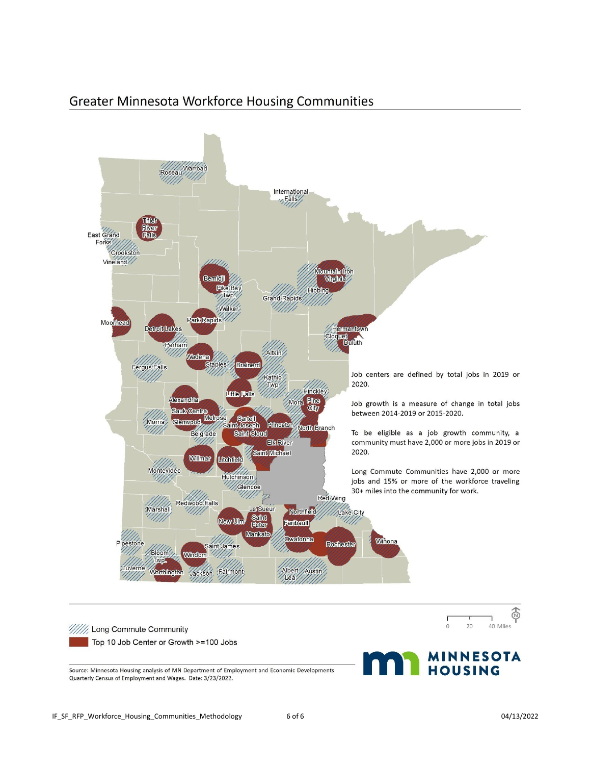## Greater Minnesota Workforce Housing Communities

Roseau
Warroad
International Falls
Thief River Falls
East Grand Forks
Crookston
Vineland
Bemidji
Pike Bay Twp
Mountain Iron
Virginia
Hibbing
Grand Rapids
Walker
Moorhead
Park Rapids
Detroit Lakes
Hermantown
Cloquet
Duluth
Perham
Aitkin
Wadena
Staples
Brainerd
Fergus Falls
Kathio Twp
Little Falls
Hinckley
Mora
Pine City
Alexandria
Sauk Centre
Melrose
Sartell
Morris
Glenwood
Saint Joseph
Princeton
North Branch
Belgrade
Saint Cloud
Elk River
Saint Michael
Willmar
Litchfield
Montevideo
Hutchinson
Glencoe
Red Wing
Marshall
Redwood Falls
Le Sueur
Northfield
Lake City
New Ulm
Saint Peter
Faribault
Mankato
Owatonna
Rochester
Winona
Pipestone
Saint James
Bloom Twp.
Windom
Luverne
Worthington
Jackson
Fairmont
Albert Lea
Austin

Job centers are defined by total jobs in 2019 or 2020.

Job growth is a measure of change in total jobs between 2014-2019 or 2015-2020.

To be eligible as a job growth community, a community must have 2,000 or more jobs in 2019 or 2020.

Long Commute Communities have 2,000 or more jobs and 15% or more of the workforce traveling 30+ miles into the community for work.

0 20 40 Miles

N

Long Commute Community

Top 10 Job Center or Growth >=100 Jobs

Source: Minnesota Housing analysis of MN Department of Employment and Economic Developments Quarterly Census of Employment and Wages. Date: 3/23/2022.

MINNESOTA HOUSING